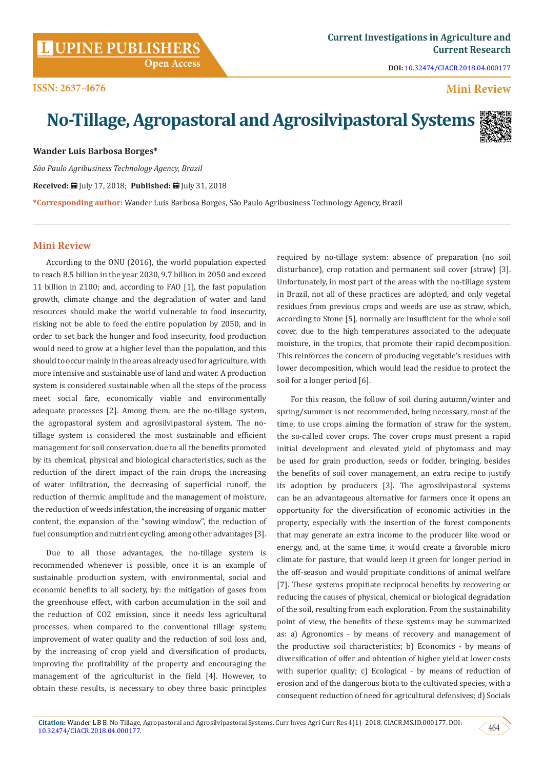Current Investigations in Agriculture and Current Research

DOI: 10.32474/CIACR.2018.04.000177

ISSN: 2637-4676

Mini Review

# No-Tillage, Agropastoral and Agrosilvipastoral Systems

**Wander Luis Barbosa Borges***

*São Paulo Agribusiness Technology Agency, Brazil*

**Received:** July 17, 2018; **Published:** July 31, 2018

***Corresponding author:** Wander Luis Barbosa Borges, São Paulo Agribusiness Technology Agency, Brazil

## Mini Review

According to the ONU (2016), the world population expected to reach 8.5 billion in the year 2030, 9.7 billion in 2050 and exceed 11 billion in 2100; and, according to FAO [1], the fast population growth, climate change and the degradation of water and land resources should make the world vulnerable to food insecurity, risking not be able to feed the entire population by 2050, and in order to set back the hunger and food insecurity, food production would need to grow at a higher level than the population, and this should to occur mainly in the areas already used for agriculture, with more intensive and sustainable use of land and water. A production system is considered sustainable when all the steps of the process meet social fare, economically viable and environmentally adequate processes [2]. Among them, are the no-tillage system, the agropastoral system and agrosilvipastoral system. The no-tillage system is considered the most sustainable and efficient management for soil conservation, due to all the benefits promoted by its chemical, physical and biological characteristics, such as the reduction of the direct impact of the rain drops, the increasing of water infiltration, the decreasing of superficial runoff, the reduction of thermic amplitude and the management of moisture, the reduction of weeds infestation, the increasing of organic matter content, the expansion of the "sowing window", the reduction of fuel consumption and nutrient cycling, among other advantages [3].

Due to all those advantages, the no-tillage system is recommended whenever is possible, once it is an example of sustainable production system, with environmental, social and economic benefits to all society, by: the mitigation of gases from the greenhouse effect, with carbon accumulation in the soil and the reduction of $CO_2$ emission, since it needs less agricultural processes, when compared to the conventional tillage system; improvement of water quality and the reduction of soil loss and, by the increasing of crop yield and diversification of products, improving the profitability of the property and encouraging the management of the agriculturist in the field [4]. However, to obtain these results, is necessary to obey three basic principles required by no-tillage system: absence of preparation (no soil disturbance), crop rotation and permanent soil cover (straw) [3]. Unfortunately, in most part of the areas with the no-tillage system in Brazil, not all of these practices are adopted, and only vegetal residues from previous crops and weeds are use as straw, which, according to Stone [5], normally are insufficient for the whole soil cover, due to the high temperatures associated to the adequate moisture, in the tropics, that promote their rapid decomposition. This reinforces the concern of producing vegetable's residues with lower decomposition, which would lead the residue to protect the soil for a longer period [6].

For this reason, the follow of soil during autumn/winter and spring/summer is not recommended, being necessary, most of the time, to use crops aiming the formation of straw for the system, the so-called cover crops. The cover crops must present a rapid initial development and elevated yield of phytomass and may be used for grain production, seeds or fodder, bringing, besides the benefits of soil cover management, an extra recipe to justify its adoption by producers [3]. The agrosilvipastoral systems can be an advantageous alternative for farmers once it opens an opportunity for the diversification of economic activities in the property, especially with the insertion of the forest components that may generate an extra income to the producer like wood or energy, and, at the same time, it would create a favorable micro climate for pasture, that would keep it green for longer period in the off-season and would propitiate conditions of animal welfare [7]. These systems propitiate reciprocal benefits by recovering or reducing the causes of physical, chemical or biological degradation of the soil, resulting from each exploration. From the sustainability point of view, the benefits of these systems may be summarized as: a) Agronomics - by means of recovery and management of the productive soil characteristics; b) Economics - by means of diversification of offer and obtention of higher yield at lower costs with superior quality; c) Ecological - by means of reduction of erosion and of the dangerous biota to the cultivated species, with a consequent reduction of need for agricultural defensives; d) Socials

**Citation:** Wander L B B. No-Tillage, Agropastoral and Agrosilvipastoral Systems. Curr Inves Agri Curr Res 4(1)- 2018. CIACR.MS.ID.000177. DOI: 10.32474/CIACR.2018.04.000177.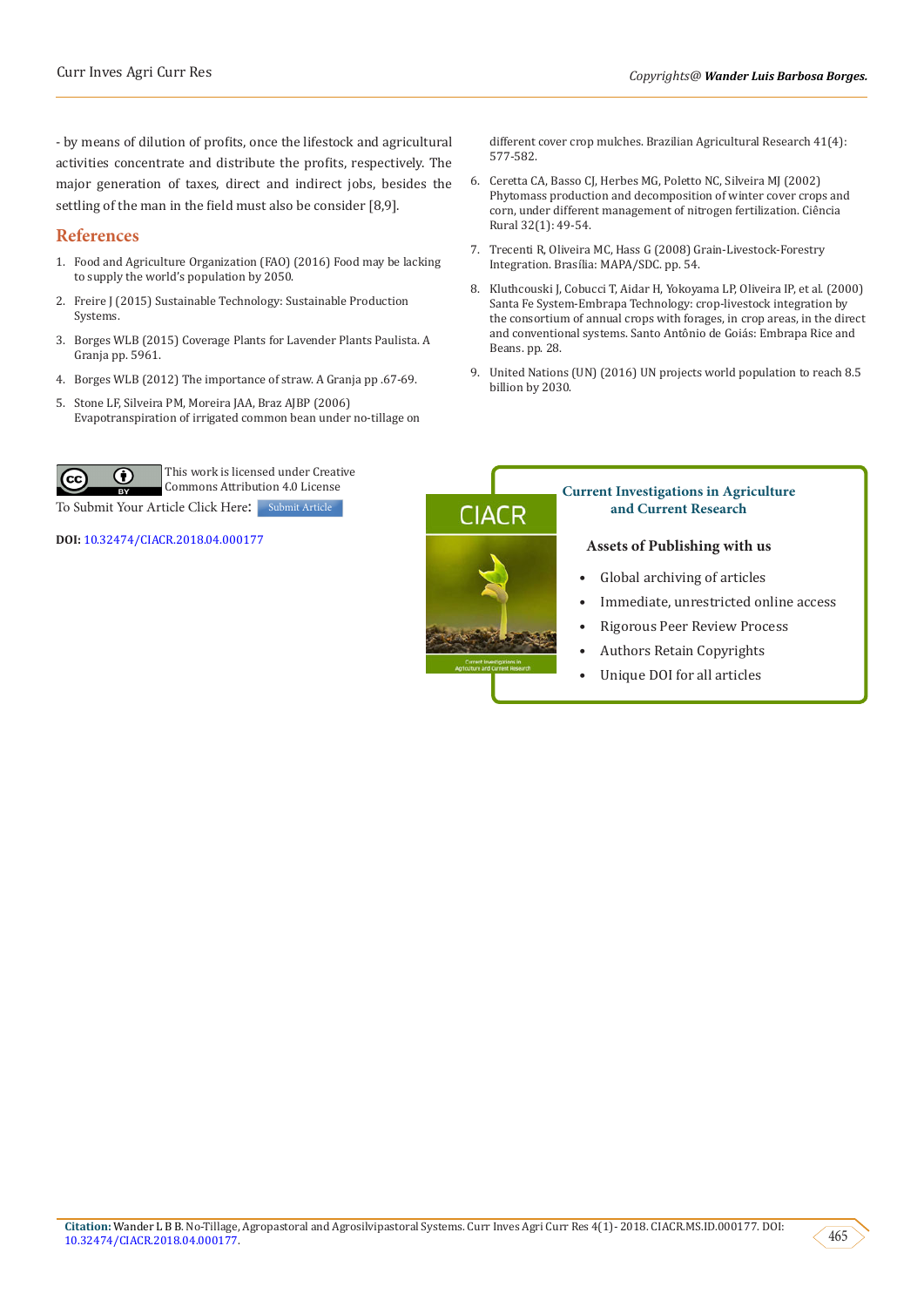- by means of dilution of profits, once the lifestock and agricultural activities concentrate and distribute the profits, respectively. The major generation of taxes, direct and indirect jobs, besides the settling of the man in the field must also be consider [8,9].

## References

1. Food and Agriculture Organization (FAO) (2016) Food may be lacking to supply the world's population by 2050.
2. Freire J (2015) Sustainable Technology: Sustainable Production Systems.
3. Borges WLB (2015) Coverage Plants for Lavender Plants Paulista. A Granja pp. 5961.
4. Borges WLB (2012) The importance of straw. A Granja pp .67-69.
5. Stone LF, Silveira PM, Moreira JAA, Braz AJBP (2006) Evapotranspiration of irrigated common bean under no-tillage on different cover crop mulches. Brazilian Agricultural Research 41(4): 577-582.
6. Ceretta CA, Basso CJ, Herbes MG, Poletto NC, Silveira MJ (2002) Phytomass production and decomposition of winter cover crops and corn, under different management of nitrogen fertilization. Ciência Rural 32(1): 49-54.
7. Trecenti R, Oliveira MC, Hass G (2008) Grain-Livestock-Forestry Integration. Brasília: MAPA/SDC. pp. 54.
8. Kluthcouski J, Cobucci T, Aidar H, Yokoyama LP, Oliveira IP, et al. (2000) Santa Fe System-Embrapa Technology: crop-livestock integration by the consortium of annual crops with forages, in crop areas, in the direct and conventional systems. Santo Antônio de Goiás: Embrapa Rice and Beans. pp. 28.
9. United Nations (UN) (2016) UN projects world population to reach 8.5 billion by 2030.

This work is licensed under Creative Commons Attribution 4.0 License

To Submit Your Article Click Here: Submit Article

**DOI:** 10.32474/CIACR.2018.04.000177

**Current Investigations in Agriculture and Current Research**

**Assets of Publishing with us**

- Global archiving of articles
- Immediate, unrestricted online access
- Rigorous Peer Review Process
- Authors Retain Copyrights
- Unique DOI for all articles

**Citation:** Wander L B B. No-Tillage, Agropastoral and Agrosilvipastoral Systems. Curr Inves Agri Curr Res 4(1)- 2018. CIACR.MS.ID.000177. DOI: 10.32474/CIACR.2018.04.000177.